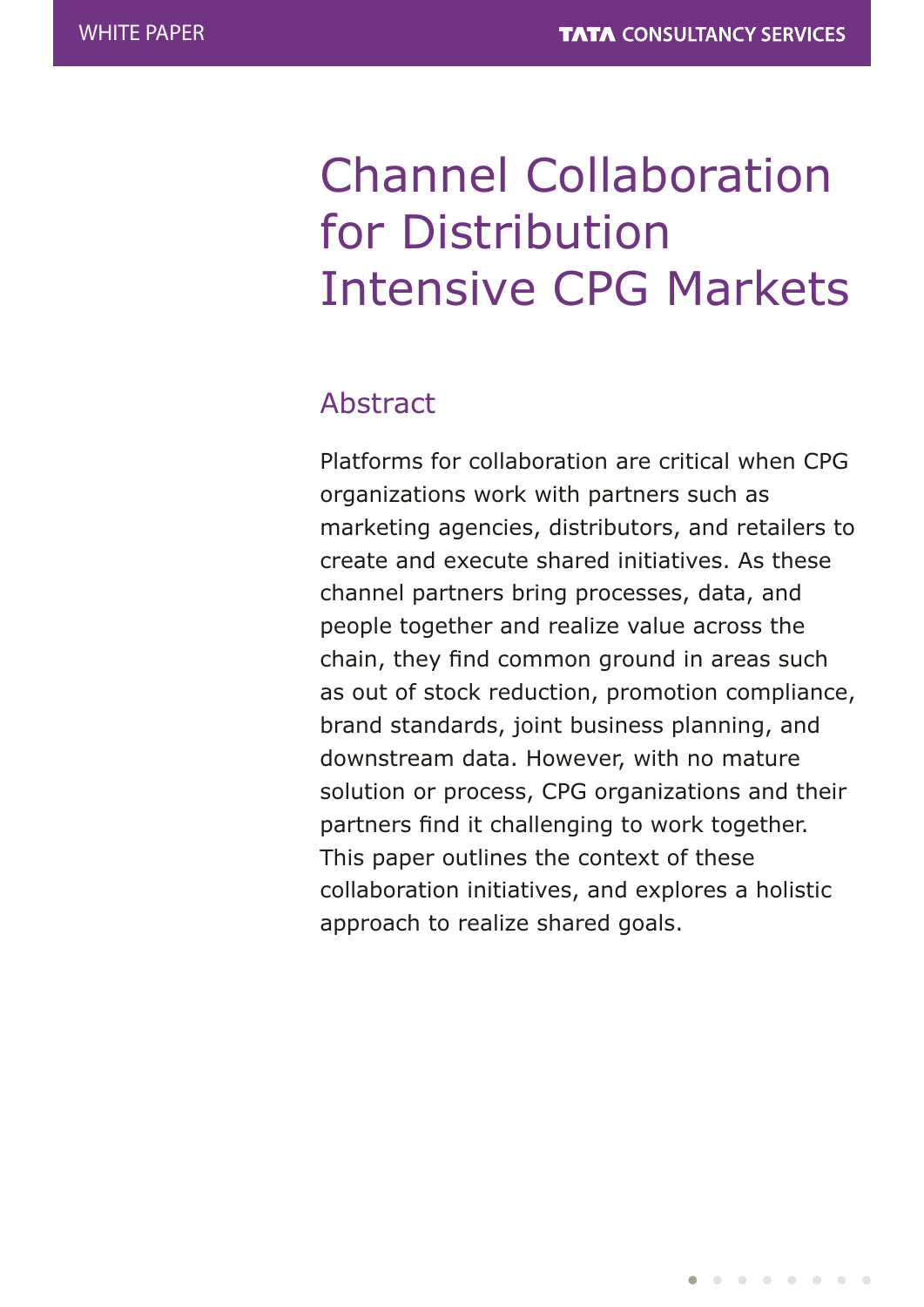# Channel Collaboration for Distribution Intensive CPG Markets

## Abstract

Platforms for collaboration are critical when CPG organizations work with partners such as marketing agencies, distributors, and retailers to create and execute shared initiatives. As these channel partners bring processes, data, and people together and realize value across the chain, they find common ground in areas such as out of stock reduction, promotion compliance, brand standards, joint business planning, and downstream data. However, with no mature solution or process, CPG organizations and their partners find it challenging to work together. This paper outlines the context of these collaboration initiatives, and explores a holistic approach to realize shared goals.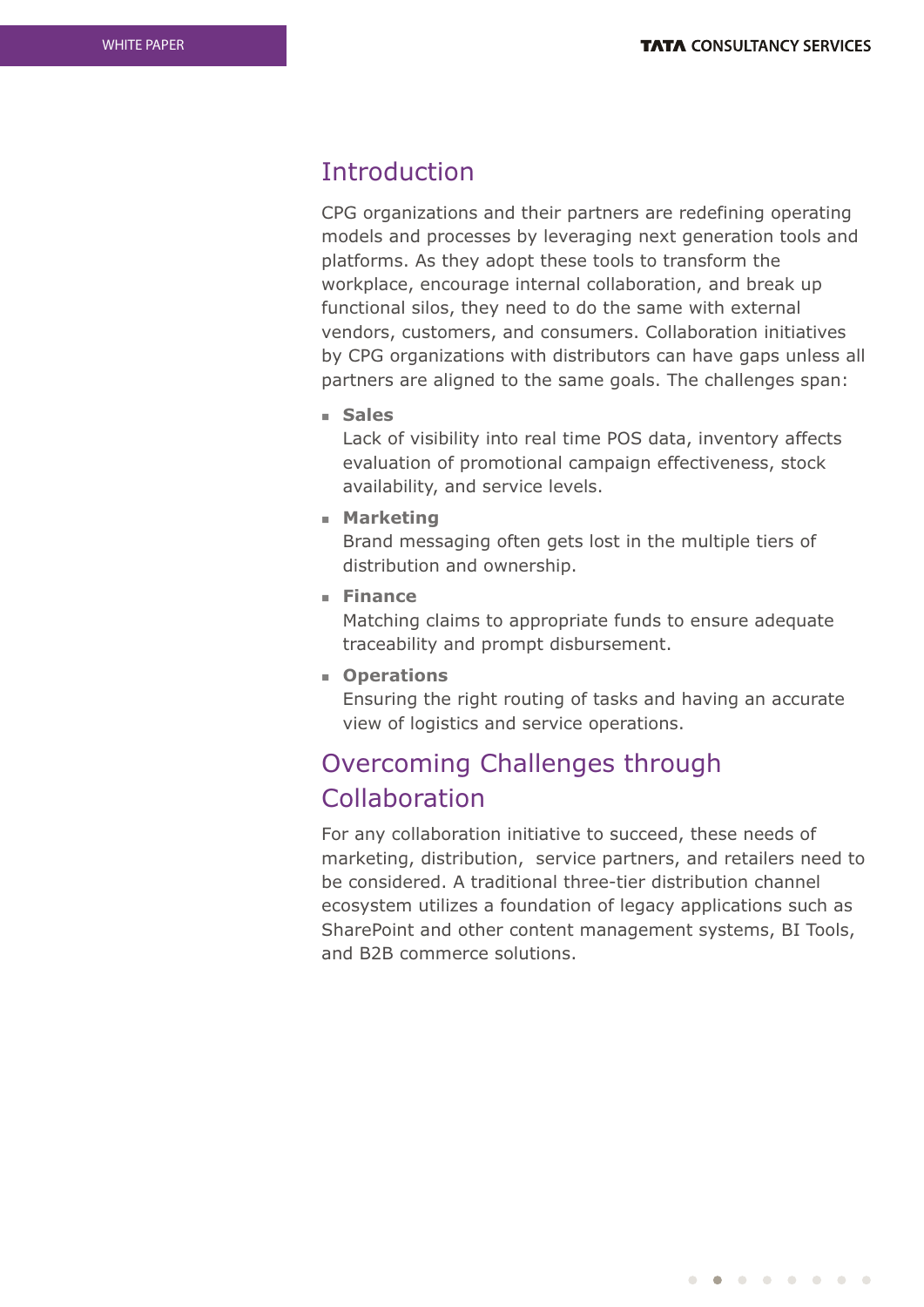## Introduction

CPG organizations and their partners are redefining operating models and processes by leveraging next generation tools and platforms. As they adopt these tools to transform the workplace, encourage internal collaboration, and break up functional silos, they need to do the same with external vendors, customers, and consumers. Collaboration initiatives by CPG organizations with distributors can have gaps unless all partners are aligned to the same goals. The challenges span:

- **Sales**
  Lack of visibility into real time POS data, inventory affects evaluation of promotional campaign effectiveness, stock availability, and service levels.
- **Marketing**
  Brand messaging often gets lost in the multiple tiers of distribution and ownership.
- **Finance**
  Matching claims to appropriate funds to ensure adequate traceability and prompt disbursement.
- **Operations**
  Ensuring the right routing of tasks and having an accurate view of logistics and service operations.

## Overcoming Challenges through Collaboration

For any collaboration initiative to succeed, these needs of marketing, distribution, service partners, and retailers need to be considered. A traditional three-tier distribution channel ecosystem utilizes a foundation of legacy applications such as SharePoint and other content management systems, BI Tools, and B2B commerce solutions.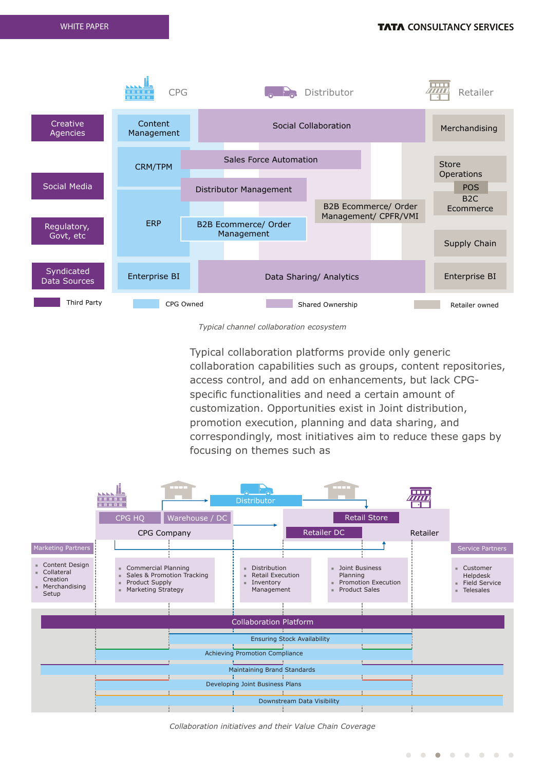*Typical channel collaboration ecosystem*

Typical collaboration platforms provide only generic collaboration capabilities such as groups, content repositories, access control, and add on enhancements, but lack CPG-specific functionalities and need a certain amount of customization. Opportunities exist in Joint distribution, promotion execution, planning and data sharing, and correspondingly, most initiatives aim to reduce these gaps by focusing on themes such as

*Collaboration initiatives and their Value Chain Coverage*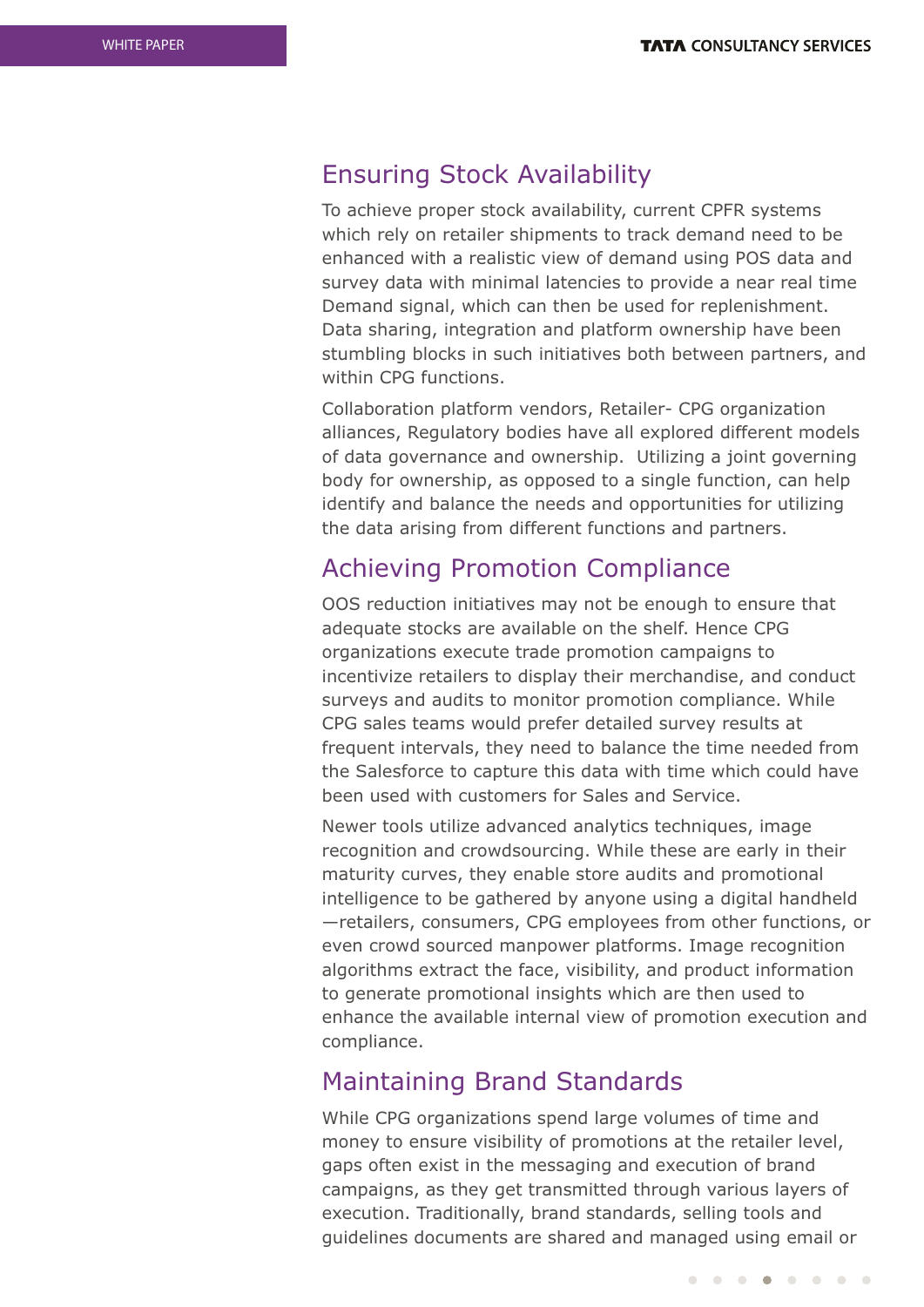## Ensuring Stock Availability

To achieve proper stock availability, current CPFR systems which rely on retailer shipments to track demand need to be enhanced with a realistic view of demand using POS data and survey data with minimal latencies to provide a near real time Demand signal, which can then be used for replenishment. Data sharing, integration and platform ownership have been stumbling blocks in such initiatives both between partners, and within CPG functions.

Collaboration platform vendors, Retailer- CPG organization alliances, Regulatory bodies have all explored different models of data governance and ownership. Utilizing a joint governing body for ownership, as opposed to a single function, can help identify and balance the needs and opportunities for utilizing the data arising from different functions and partners.

## Achieving Promotion Compliance

OOS reduction initiatives may not be enough to ensure that adequate stocks are available on the shelf. Hence CPG organizations execute trade promotion campaigns to incentivize retailers to display their merchandise, and conduct surveys and audits to monitor promotion compliance. While CPG sales teams would prefer detailed survey results at frequent intervals, they need to balance the time needed from the Salesforce to capture this data with time which could have been used with customers for Sales and Service.

Newer tools utilize advanced analytics techniques, image recognition and crowdsourcing. While these are early in their maturity curves, they enable store audits and promotional intelligence to be gathered by anyone using a digital handheld—retailers, consumers, CPG employees from other functions, or even crowd sourced manpower platforms. Image recognition algorithms extract the face, visibility, and product information to generate promotional insights which are then used to enhance the available internal view of promotion execution and compliance.

## Maintaining Brand Standards

While CPG organizations spend large volumes of time and money to ensure visibility of promotions at the retailer level, gaps often exist in the messaging and execution of brand campaigns, as they get transmitted through various layers of execution. Traditionally, brand standards, selling tools and guidelines documents are shared and managed using email or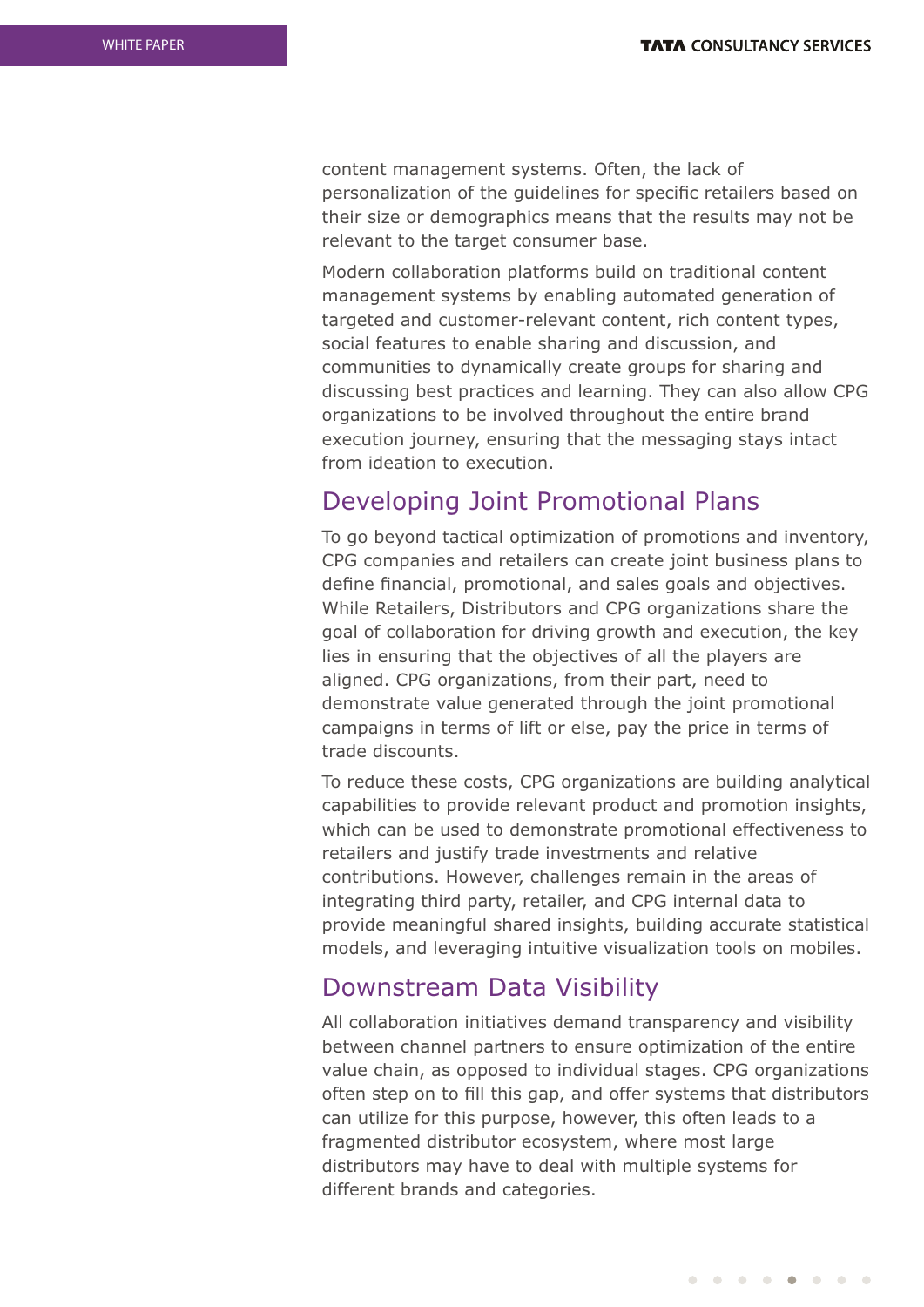content management systems. Often, the lack of personalization of the guidelines for specific retailers based on their size or demographics means that the results may not be relevant to the target consumer base.

Modern collaboration platforms build on traditional content management systems by enabling automated generation of targeted and customer-relevant content, rich content types, social features to enable sharing and discussion, and communities to dynamically create groups for sharing and discussing best practices and learning. They can also allow CPG organizations to be involved throughout the entire brand execution journey, ensuring that the messaging stays intact from ideation to execution.

## Developing Joint Promotional Plans

To go beyond tactical optimization of promotions and inventory, CPG companies and retailers can create joint business plans to define financial, promotional, and sales goals and objectives. While Retailers, Distributors and CPG organizations share the goal of collaboration for driving growth and execution, the key lies in ensuring that the objectives of all the players are aligned. CPG organizations, from their part, need to demonstrate value generated through the joint promotional campaigns in terms of lift or else, pay the price in terms of trade discounts.

To reduce these costs, CPG organizations are building analytical capabilities to provide relevant product and promotion insights, which can be used to demonstrate promotional effectiveness to retailers and justify trade investments and relative contributions. However, challenges remain in the areas of integrating third party, retailer, and CPG internal data to provide meaningful shared insights, building accurate statistical models, and leveraging intuitive visualization tools on mobiles.

## Downstream Data Visibility

All collaboration initiatives demand transparency and visibility between channel partners to ensure optimization of the entire value chain, as opposed to individual stages. CPG organizations often step on to fill this gap, and offer systems that distributors can utilize for this purpose, however, this often leads to a fragmented distributor ecosystem, where most large distributors may have to deal with multiple systems for different brands and categories.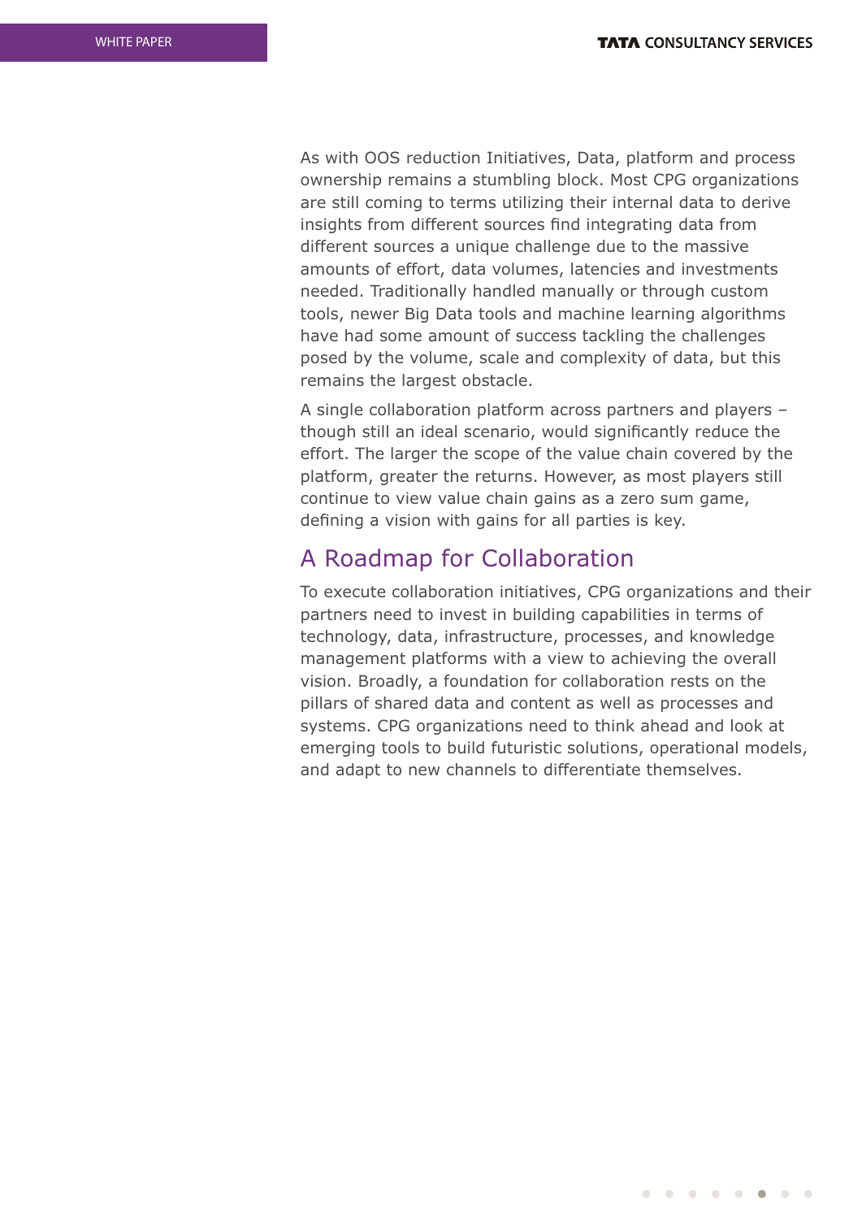As with OOS reduction Initiatives, Data, platform and process ownership remains a stumbling block. Most CPG organizations are still coming to terms utilizing their internal data to derive insights from different sources find integrating data from different sources a unique challenge due to the massive amounts of effort, data volumes, latencies and investments needed. Traditionally handled manually or through custom tools, newer Big Data tools and machine learning algorithms have had some amount of success tackling the challenges posed by the volume, scale and complexity of data, but this remains the largest obstacle.

A single collaboration platform across partners and players – though still an ideal scenario, would significantly reduce the effort. The larger the scope of the value chain covered by the platform, greater the returns. However, as most players still continue to view value chain gains as a zero sum game, defining a vision with gains for all parties is key.

## A Roadmap for Collaboration

To execute collaboration initiatives, CPG organizations and their partners need to invest in building capabilities in terms of technology, data, infrastructure, processes, and knowledge management platforms with a view to achieving the overall vision. Broadly, a foundation for collaboration rests on the pillars of shared data and content as well as processes and systems. CPG organizations need to think ahead and look at emerging tools to build futuristic solutions, operational models, and adapt to new channels to differentiate themselves.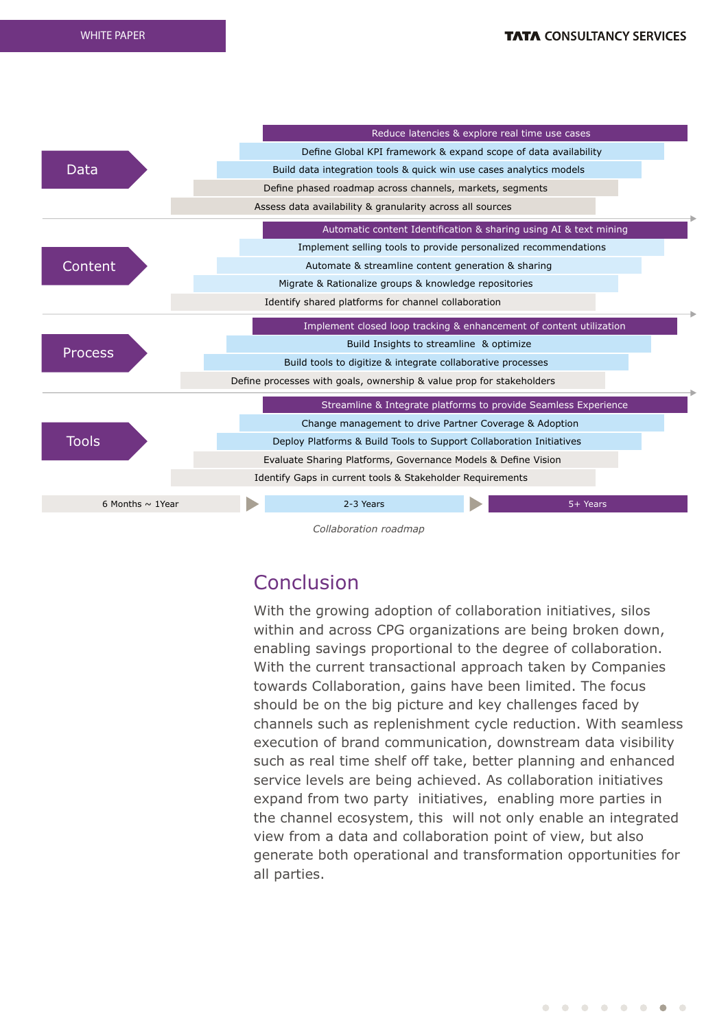| | 6 Months ~ 1Year | 2-3 Years | 5+ Years |
|---|---|---|---|
| **Data** | Assess data availability & granularity across all sources; Define phased roadmap across channels, markets, segments | Build data integration tools & quick win use cases analytics models; Define Global KPI framework & expand scope of data availability | Reduce latencies & explore real time use cases |
| **Content** | Identify shared platforms for channel collaboration | Migrate & Rationalize groups & knowledge repositories; Automate & streamline content generation & sharing; Implement selling tools to provide personalized recommendations | Automatic content Identification & sharing using AI & text mining |
| **Process** | Define processes with goals, ownership & value prop for stakeholders | Build tools to digitize & integrate collaborative processes; Build Insights to streamline & optimize | Implement closed loop tracking & enhancement of content utilization |
| **Tools** | Identify Gaps in current tools & Stakeholder Requirements; Evaluate Sharing Platforms, Governance Models & Define Vision | Deploy Platforms & Build Tools to Support Collaboration Initiatives; Change management to drive Partner Coverage & Adoption | Streamline & Integrate platforms to provide Seamless Experience |

*Collaboration roadmap*

## Conclusion

With the growing adoption of collaboration initiatives, silos within and across CPG organizations are being broken down, enabling savings proportional to the degree of collaboration. With the current transactional approach taken by Companies towards Collaboration, gains have been limited. The focus should be on the big picture and key challenges faced by channels such as replenishment cycle reduction. With seamless execution of brand communication, downstream data visibility such as real time shelf off take, better planning and enhanced service levels are being achieved. As collaboration initiatives expand from two party initiatives, enabling more parties in the channel ecosystem, this will not only enable an integrated view from a data and collaboration point of view, but also generate both operational and transformation opportunities for all parties.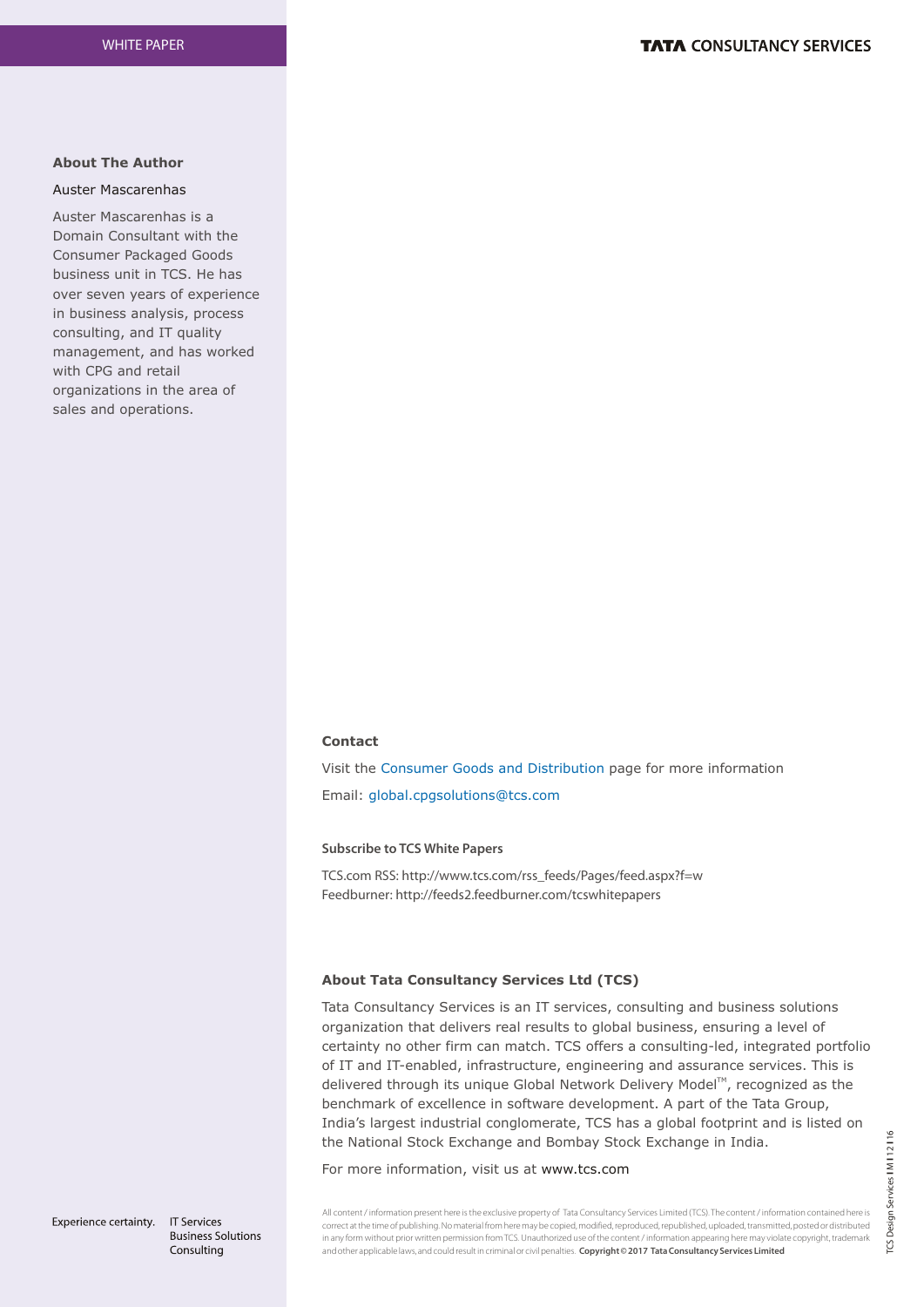### About The Author

Auster Mascarenhas

Auster Mascarenhas is a Domain Consultant with the Consumer Packaged Goods business unit in TCS. He has over seven years of experience in business analysis, process consulting, and IT quality management, and has worked with CPG and retail organizations in the area of sales and operations.

### Contact

Visit the Consumer Goods and Distribution page for more information

Email: global.cpgsolutions@tcs.com

#### Subscribe to TCS White Papers

TCS.com RSS: http://www.tcs.com/rss_feeds/Pages/feed.aspx?f=w
Feedburner: http://feeds2.feedburner.com/tcswhitepapers

### About Tata Consultancy Services Ltd (TCS)

Tata Consultancy Services is an IT services, consulting and business solutions organization that delivers real results to global business, ensuring a level of certainty no other firm can match. TCS offers a consulting-led, integrated portfolio of IT and IT-enabled, infrastructure, engineering and assurance services. This is delivered through its unique Global Network Delivery Model™, recognized as the benchmark of excellence in software development. A part of the Tata Group, India's largest industrial conglomerate, TCS has a global footprint and is listed on the National Stock Exchange and Bombay Stock Exchange in India.

For more information, visit us at www.tcs.com

Experience certainty. IT Services
Business Solutions
Consulting

All content / information present here is the exclusive property of Tata Consultancy Services Limited (TCS). The content / information contained here is correct at the time of publishing. No material from here may be copied, modified, reproduced, republished, uploaded, transmitted, posted or distributed in any form without prior written permission from TCS. Unauthorized use of the content / information appearing here may violate copyright, trademark and other applicable laws, and could result in criminal or civil penalties. **Copyright © 2017 Tata Consultancy Services Limited**

TCS Design Services I M I 12 I 16